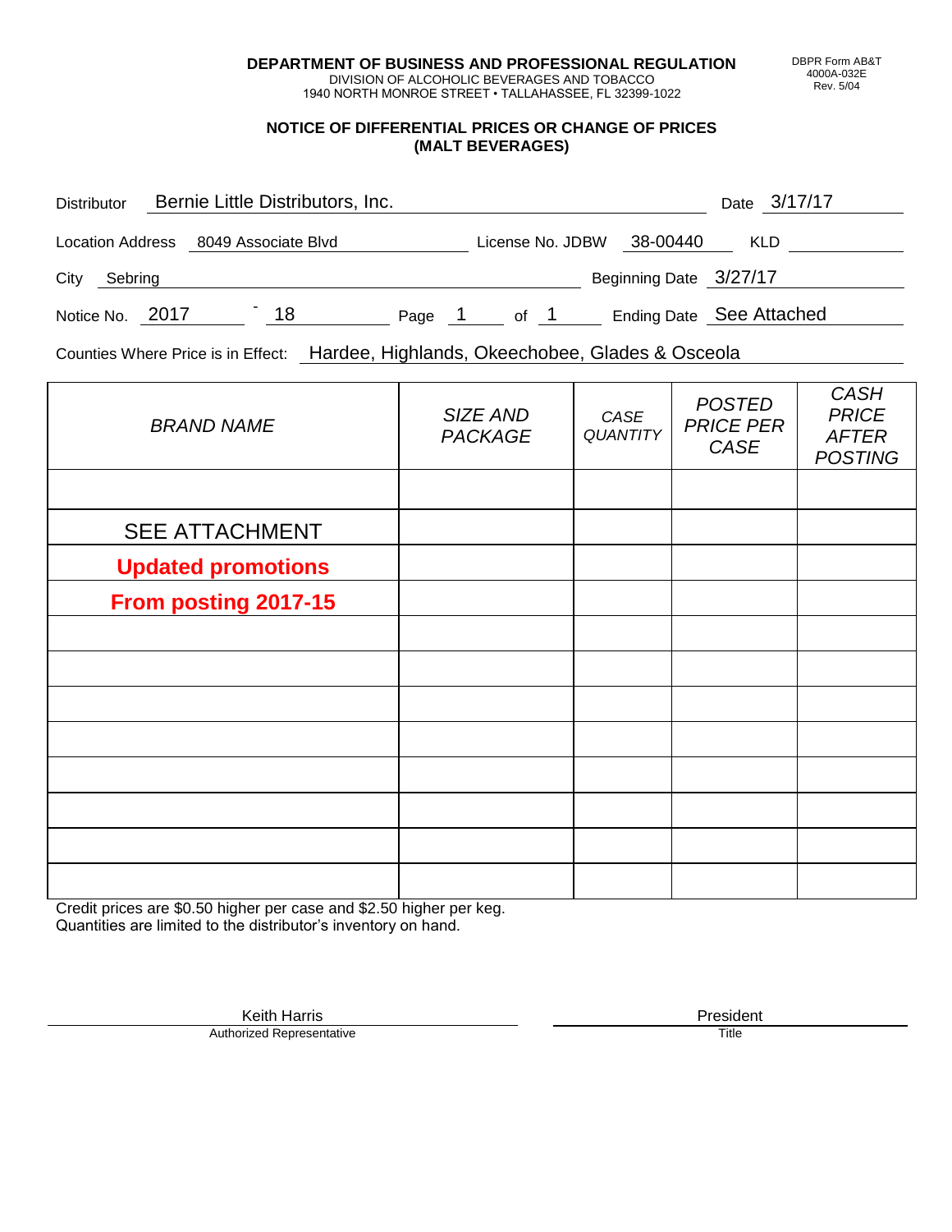**DEPARTMENT OF BUSINESS AND PROFESSIONAL REGULATION**
DIVISION OF ALCOHOLIC BEVERAGES AND TOBACCO
1940 NORTH MONROE STREET • TALLAHASSEE, FL 32399-1022

DBPR Form AB&T 4000A-032E Rev. 5/04

## NOTICE OF DIFFERENTIAL PRICES OR CHANGE OF PRICES (MALT BEVERAGES)

Distributor: Bernie Little Distributors, Inc. Date: 3/17/17

Location Address: 8049 Associate Blvd License No. JDBW 38-00440 KLD

City: Sebring Beginning Date: 3/27/17

Notice No. 2017 - 18 Page 1 of 1 Ending Date: See Attached

Counties Where Price is in Effect: Hardee, Highlands, Okeechobee, Glades & Osceola

| *BRAND NAME* | *SIZE AND PACKAGE* | *CASE QUANTITY* | *POSTED PRICE PER CASE* | *CASH PRICE AFTER POSTING* |
|---|---|---|---|---|
| | | | | |
| SEE ATTACHMENT | | | | |
| **Updated promotions** | | | | |
| **From posting 2017-15** | | | | |
| | | | | |
| | | | | |
| | | | | |
| | | | | |
| | | | | |
| | | | | |
| | | | | |
| | | | | |

Credit prices are $0.50 higher per case and $2.50 higher per keg.
Quantities are limited to the distributor's inventory on hand.

Keith Harris — Authorized Representative

President — Title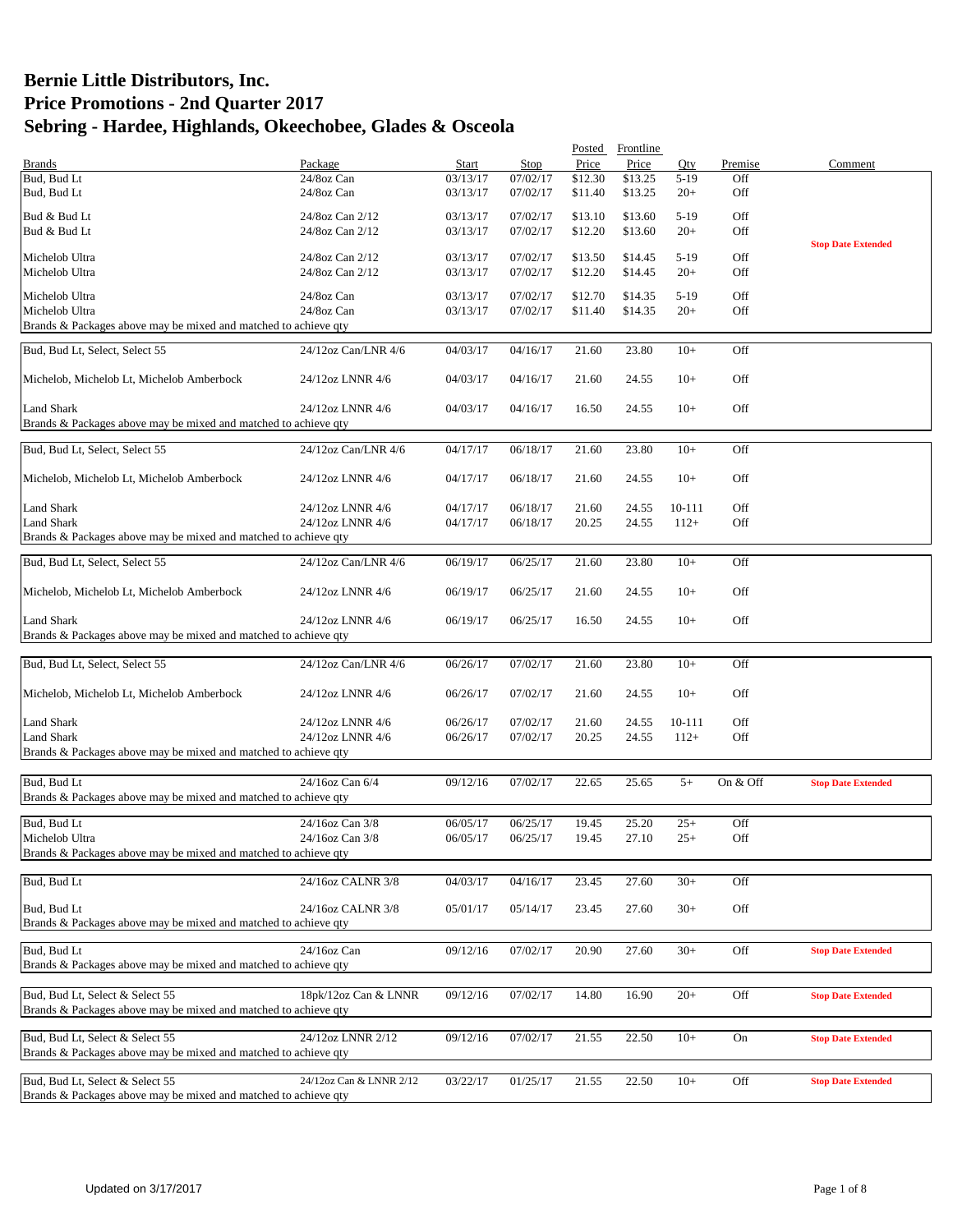# Bernie Little Distributors, Inc.
# Price Promotions - 2nd Quarter 2017
# Sebring - Hardee, Highlands, Okeechobee, Glades & Osceola

| Brands | Package | Start | Stop | Posted Price | Frontline Price | Qty | Premise | Comment |
|---|---|---|---|---|---|---|---|---|
| Bud, Bud Lt | 24/8oz Can | 03/13/17 | 07/02/17 | $12.30 | $13.25 | 5-19 | Off | |
| Bud, Bud Lt | 24/8oz Can | 03/13/17 | 07/02/17 | $11.40 | $13.25 | 20+ | Off | |
| Bud & Bud Lt | 24/8oz Can 2/12 | 03/13/17 | 07/02/17 | $13.10 | $13.60 | 5-19 | Off | |
| Bud & Bud Lt | 24/8oz Can 2/12 | 03/13/17 | 07/02/17 | $12.20 | $13.60 | 20+ | Off | **Stop Date Extended** |
| Michelob Ultra | 24/8oz Can 2/12 | 03/13/17 | 07/02/17 | $13.50 | $14.45 | 5-19 | Off | |
| Michelob Ultra | 24/8oz Can 2/12 | 03/13/17 | 07/02/17 | $12.20 | $14.45 | 20+ | Off | |
| Michelob Ultra | 24/8oz Can | 03/13/17 | 07/02/17 | $12.70 | $14.35 | 5-19 | Off | |
| Michelob Ultra | 24/8oz Can | 03/13/17 | 07/02/17 | $11.40 | $14.35 | 20+ | Off | |
| Brands & Packages above may be mixed and matched to achieve qty | | | | | | | | |
| Bud, Bud Lt, Select, Select 55 | 24/12oz Can/LNR 4/6 | 04/03/17 | 04/16/17 | 21.60 | 23.80 | 10+ | Off | |
| Michelob, Michelob Lt, Michelob Amberbock | 24/12oz LNNR 4/6 | 04/03/17 | 04/16/17 | 21.60 | 24.55 | 10+ | Off | |
| Land Shark | 24/12oz LNNR 4/6 | 04/03/17 | 04/16/17 | 16.50 | 24.55 | 10+ | Off | |
| Brands & Packages above may be mixed and matched to achieve qty | | | | | | | | |
| Bud, Bud Lt, Select, Select 55 | 24/12oz Can/LNR 4/6 | 04/17/17 | 06/18/17 | 21.60 | 23.80 | 10+ | Off | |
| Michelob, Michelob Lt, Michelob Amberbock | 24/12oz LNNR 4/6 | 04/17/17 | 06/18/17 | 21.60 | 24.55 | 10+ | Off | |
| Land Shark | 24/12oz LNNR 4/6 | 04/17/17 | 06/18/17 | 21.60 | 24.55 | 10-111 | Off | |
| Land Shark | 24/12oz LNNR 4/6 | 04/17/17 | 06/18/17 | 20.25 | 24.55 | 112+ | Off | |
| Brands & Packages above may be mixed and matched to achieve qty | | | | | | | | |
| Bud, Bud Lt, Select, Select 55 | 24/12oz Can/LNR 4/6 | 06/19/17 | 06/25/17 | 21.60 | 23.80 | 10+ | Off | |
| Michelob, Michelob Lt, Michelob Amberbock | 24/12oz LNNR 4/6 | 06/19/17 | 06/25/17 | 21.60 | 24.55 | 10+ | Off | |
| Land Shark | 24/12oz LNNR 4/6 | 06/19/17 | 06/25/17 | 16.50 | 24.55 | 10+ | Off | |
| Brands & Packages above may be mixed and matched to achieve qty | | | | | | | | |
| Bud, Bud Lt, Select, Select 55 | 24/12oz Can/LNR 4/6 | 06/26/17 | 07/02/17 | 21.60 | 23.80 | 10+ | Off | |
| Michelob, Michelob Lt, Michelob Amberbock | 24/12oz LNNR 4/6 | 06/26/17 | 07/02/17 | 21.60 | 24.55 | 10+ | Off | |
| Land Shark | 24/12oz LNNR 4/6 | 06/26/17 | 07/02/17 | 21.60 | 24.55 | 10-111 | Off | |
| Land Shark | 24/12oz LNNR 4/6 | 06/26/17 | 07/02/17 | 20.25 | 24.55 | 112+ | Off | |
| Brands & Packages above may be mixed and matched to achieve qty | | | | | | | | |
| Bud, Bud Lt | 24/16oz Can 6/4 | 09/12/16 | 07/02/17 | 22.65 | 25.65 | 5+ | On & Off | **Stop Date Extended** |
| Brands & Packages above may be mixed and matched to achieve qty | | | | | | | | |
| Bud, Bud Lt | 24/16oz Can 3/8 | 06/05/17 | 06/25/17 | 19.45 | 25.20 | 25+ | Off | |
| Michelob Ultra | 24/16oz Can 3/8 | 06/05/17 | 06/25/17 | 19.45 | 27.10 | 25+ | Off | |
| Brands & Packages above may be mixed and matched to achieve qty | | | | | | | | |
| Bud, Bud Lt | 24/16oz CALNR 3/8 | 04/03/17 | 04/16/17 | 23.45 | 27.60 | 30+ | Off | |
| Bud, Bud Lt | 24/16oz CALNR 3/8 | 05/01/17 | 05/14/17 | 23.45 | 27.60 | 30+ | Off | |
| Brands & Packages above may be mixed and matched to achieve qty | | | | | | | | |
| Bud, Bud Lt | 24/16oz Can | 09/12/16 | 07/02/17 | 20.90 | 27.60 | 30+ | Off | **Stop Date Extended** |
| Brands & Packages above may be mixed and matched to achieve qty | | | | | | | | |
| Bud, Bud Lt, Select & Select 55 | 18pk/12oz Can & LNNR | 09/12/16 | 07/02/17 | 14.80 | 16.90 | 20+ | Off | **Stop Date Extended** |
| Brands & Packages above may be mixed and matched to achieve qty | | | | | | | | |
| Bud, Bud Lt, Select & Select 55 | 24/12oz LNNR 2/12 | 09/12/16 | 07/02/17 | 21.55 | 22.50 | 10+ | On | **Stop Date Extended** |
| Brands & Packages above may be mixed and matched to achieve qty | | | | | | | | |
| Bud, Bud Lt, Select & Select 55 | 24/12oz Can & LNNR 2/12 | 03/22/17 | 01/25/17 | 21.55 | 22.50 | 10+ | Off | **Stop Date Extended** |
| Brands & Packages above may be mixed and matched to achieve qty | | | | | | | | |

Updated on 3/17/2017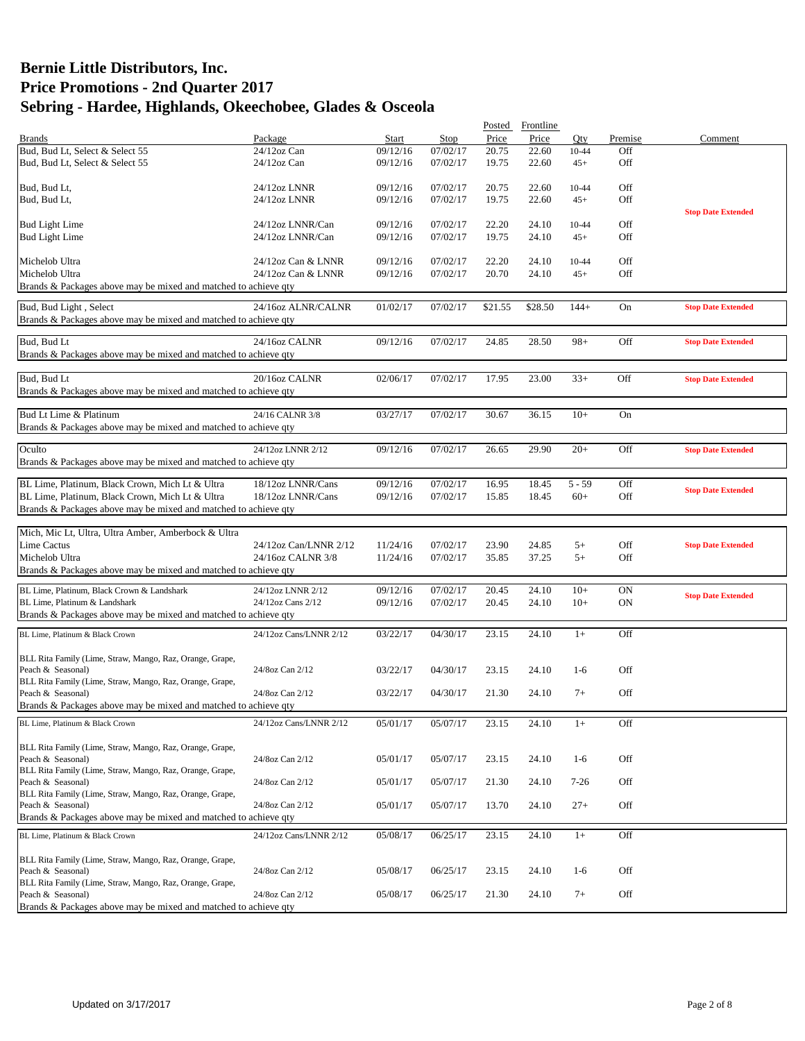# Bernie Little Distributors, Inc.
# Price Promotions - 2nd Quarter 2017
# Sebring - Hardee, Highlands, Okeechobee, Glades & Osceola

| Brands | Package | Start | Stop | Posted Price | Frontline Price | Qty | Premise | Comment |
|---|---|---|---|---|---|---|---|---|
| Bud, Bud Lt, Select & Select 55 | 24/12oz Can | 09/12/16 | 07/02/17 | 20.75 | 22.60 | 10-44 | Off | |
| Bud, Bud Lt, Select & Select 55 | 24/12oz Can | 09/12/16 | 07/02/17 | 19.75 | 22.60 | 45+ | Off | |
| Bud, Bud Lt, | 24/12oz LNNR | 09/12/16 | 07/02/17 | 20.75 | 22.60 | 10-44 | Off | |
| Bud, Bud Lt, | 24/12oz LNNR | 09/12/16 | 07/02/17 | 19.75 | 22.60 | 45+ | Off | |
| | | | | | | | | **Stop Date Extended** |
| Bud Light Lime | 24/12oz LNNR/Can | 09/12/16 | 07/02/17 | 22.20 | 24.10 | 10-44 | Off | |
| Bud Light Lime | 24/12oz LNNR/Can | 09/12/16 | 07/02/17 | 19.75 | 24.10 | 45+ | Off | |
| Michelob Ultra | 24/12oz Can & LNNR | 09/12/16 | 07/02/17 | 22.20 | 24.10 | 10-44 | Off | |
| Michelob Ultra | 24/12oz Can & LNNR | 09/12/16 | 07/02/17 | 20.70 | 24.10 | 45+ | Off | |
| Brands & Packages above may be mixed and matched to achieve qty | | | | | | | | |
| Bud, Bud Light , Select | 24/16oz ALNR/CALNR | 01/02/17 | 07/02/17 | $21.55 | $28.50 | 144+ | On | **Stop Date Extended** |
| Brands & Packages above may be mixed and matched to achieve qty | | | | | | | | |
| Bud, Bud Lt | 24/16oz CALNR | 09/12/16 | 07/02/17 | 24.85 | 28.50 | 98+ | Off | **Stop Date Extended** |
| Brands & Packages above may be mixed and matched to achieve qty | | | | | | | | |
| Bud, Bud Lt | 20/16oz CALNR | 02/06/17 | 07/02/17 | 17.95 | 23.00 | 33+ | Off | **Stop Date Extended** |
| Brands & Packages above may be mixed and matched to achieve qty | | | | | | | | |
| Bud Lt Lime & Platinum | 24/16 CALNR 3/8 | 03/27/17 | 07/02/17 | 30.67 | 36.15 | 10+ | On | |
| Brands & Packages above may be mixed and matched to achieve qty | | | | | | | | |
| Oculto | 24/12oz LNNR 2/12 | 09/12/16 | 07/02/17 | 26.65 | 29.90 | 20+ | Off | **Stop Date Extended** |
| Brands & Packages above may be mixed and matched to achieve qty | | | | | | | | |
| BL Lime, Platinum, Black Crown, Mich Lt & Ultra | 18/12oz LNNR/Cans | 09/12/16 | 07/02/17 | 16.95 | 18.45 | 5 - 59 | Off | **Stop Date Extended** |
| BL Lime, Platinum, Black Crown, Mich Lt & Ultra | 18/12oz LNNR/Cans | 09/12/16 | 07/02/17 | 15.85 | 18.45 | 60+ | Off | |
| Brands & Packages above may be mixed and matched to achieve qty | | | | | | | | |
| Mich, Mic Lt, Ultra, Ultra Amber, Amberbock & Ultra Lime Cactus | 24/12oz Can/LNNR 2/12 | 11/24/16 | 07/02/17 | 23.90 | 24.85 | 5+ | Off | **Stop Date Extended** |
| Michelob Ultra | 24/16oz CALNR 3/8 | 11/24/16 | 07/02/17 | 35.85 | 37.25 | 5+ | Off | |
| Brands & Packages above may be mixed and matched to achieve qty | | | | | | | | |
| BL Lime, Platinum, Black Crown & Landshark | 24/12oz LNNR 2/12 | 09/12/16 | 07/02/17 | 20.45 | 24.10 | 10+ | ON | **Stop Date Extended** |
| BL Lime, Platinum & Landshark | 24/12oz Cans 2/12 | 09/12/16 | 07/02/17 | 20.45 | 24.10 | 10+ | ON | |
| Brands & Packages above may be mixed and matched to achieve qty | | | | | | | | |
| BL Lime, Platinum & Black Crown | 24/12oz Cans/LNNR 2/12 | 03/22/17 | 04/30/17 | 23.15 | 24.10 | 1+ | Off | |
| BLL Rita Family (Lime, Straw, Mango, Raz, Orange, Grape, Peach & Seasonal) | 24/8oz Can 2/12 | 03/22/17 | 04/30/17 | 23.15 | 24.10 | 1-6 | Off | |
| BLL Rita Family (Lime, Straw, Mango, Raz, Orange, Grape, Peach & Seasonal) | 24/8oz Can 2/12 | 03/22/17 | 04/30/17 | 21.30 | 24.10 | 7+ | Off | |
| Brands & Packages above may be mixed and matched to achieve qty | | | | | | | | |
| BL Lime, Platinum & Black Crown | 24/12oz Cans/LNNR 2/12 | 05/01/17 | 05/07/17 | 23.15 | 24.10 | 1+ | Off | |
| BLL Rita Family (Lime, Straw, Mango, Raz, Orange, Grape, Peach & Seasonal) | 24/8oz Can 2/12 | 05/01/17 | 05/07/17 | 23.15 | 24.10 | 1-6 | Off | |
| BLL Rita Family (Lime, Straw, Mango, Raz, Orange, Grape, Peach & Seasonal) | 24/8oz Can 2/12 | 05/01/17 | 05/07/17 | 21.30 | 24.10 | 7-26 | Off | |
| BLL Rita Family (Lime, Straw, Mango, Raz, Orange, Grape, Peach & Seasonal) | 24/8oz Can 2/12 | 05/01/17 | 05/07/17 | 13.70 | 24.10 | 27+ | Off | |
| Brands & Packages above may be mixed and matched to achieve qty | | | | | | | | |
| BL Lime, Platinum & Black Crown | 24/12oz Cans/LNNR 2/12 | 05/08/17 | 06/25/17 | 23.15 | 24.10 | 1+ | Off | |
| BLL Rita Family (Lime, Straw, Mango, Raz, Orange, Grape, Peach & Seasonal) | 24/8oz Can 2/12 | 05/08/17 | 06/25/17 | 23.15 | 24.10 | 1-6 | Off | |
| BLL Rita Family (Lime, Straw, Mango, Raz, Orange, Grape, Peach & Seasonal) | 24/8oz Can 2/12 | 05/08/17 | 06/25/17 | 21.30 | 24.10 | 7+ | Off | |
| Brands & Packages above may be mixed and matched to achieve qty | | | | | | | | |

Updated on 3/17/2017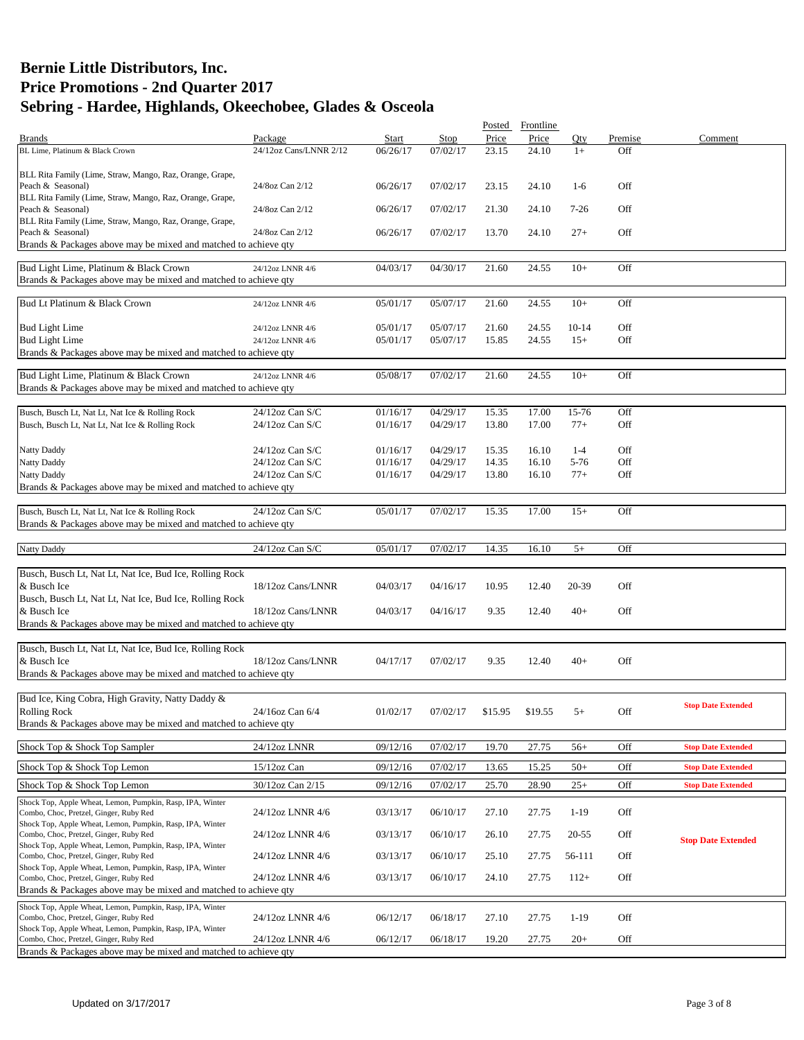# Bernie Little Distributors, Inc.
# Price Promotions - 2nd Quarter 2017
# Sebring - Hardee, Highlands, Okeechobee, Glades & Osceola

| Brands | Package | Start | Stop | Posted Price | Frontline Price | Qty | Premise | Comment |
|---|---|---|---|---|---|---|---|---|
| BL Lime, Platinum & Black Crown | 24/12oz Cans/LNNR 2/12 | 06/26/17 | 07/02/17 | 23.15 | 24.10 | 1+ | Off | |
| BLL Rita Family (Lime, Straw, Mango, Raz, Orange, Grape, Peach & Seasonal) | 24/8oz Can 2/12 | 06/26/17 | 07/02/17 | 23.15 | 24.10 | 1-6 | Off | |
| BLL Rita Family (Lime, Straw, Mango, Raz, Orange, Grape, Peach & Seasonal) | 24/8oz Can 2/12 | 06/26/17 | 07/02/17 | 21.30 | 24.10 | 7-26 | Off | |
| BLL Rita Family (Lime, Straw, Mango, Raz, Orange, Grape, Peach & Seasonal) | 24/8oz Can 2/12 | 06/26/17 | 07/02/17 | 13.70 | 24.10 | 27+ | Off | |
| Brands & Packages above may be mixed and matched to achieve qty | | | | | | | | |
| Bud Light Lime, Platinum & Black Crown | 24/12oz LNNR 4/6 | 04/03/17 | 04/30/17 | 21.60 | 24.55 | 10+ | Off | |
| Brands & Packages above may be mixed and matched to achieve qty | | | | | | | | |
| Bud Lt Platinum & Black Crown | 24/12oz LNNR 4/6 | 05/01/17 | 05/07/17 | 21.60 | 24.55 | 10+ | Off | |
| Bud Light Lime | 24/12oz LNNR 4/6 | 05/01/17 | 05/07/17 | 21.60 | 24.55 | 10-14 | Off | |
| Bud Light Lime | 24/12oz LNNR 4/6 | 05/01/17 | 05/07/17 | 15.85 | 24.55 | 15+ | Off | |
| Brands & Packages above may be mixed and matched to achieve qty | | | | | | | | |
| Bud Light Lime, Platinum & Black Crown | 24/12oz LNNR 4/6 | 05/08/17 | 07/02/17 | 21.60 | 24.55 | 10+ | Off | |
| Brands & Packages above may be mixed and matched to achieve qty | | | | | | | | |
| Busch, Busch Lt, Nat Lt, Nat Ice & Rolling Rock | 24/12oz Can S/C | 01/16/17 | 04/29/17 | 15.35 | 17.00 | 15-76 | Off | |
| Busch, Busch Lt, Nat Lt, Nat Ice & Rolling Rock | 24/12oz Can S/C | 01/16/17 | 04/29/17 | 13.80 | 17.00 | 77+ | Off | |
| Natty Daddy | 24/12oz Can S/C | 01/16/17 | 04/29/17 | 15.35 | 16.10 | 1-4 | Off | |
| Natty Daddy | 24/12oz Can S/C | 01/16/17 | 04/29/17 | 14.35 | 16.10 | 5-76 | Off | |
| Natty Daddy | 24/12oz Can S/C | 01/16/17 | 04/29/17 | 13.80 | 16.10 | 77+ | Off | |
| Brands & Packages above may be mixed and matched to achieve qty | | | | | | | | |
| Busch, Busch Lt, Nat Lt, Nat Ice & Rolling Rock | 24/12oz Can S/C | 05/01/17 | 07/02/17 | 15.35 | 17.00 | 15+ | Off | |
| Brands & Packages above may be mixed and matched to achieve qty | | | | | | | | |
| Natty Daddy | 24/12oz Can S/C | 05/01/17 | 07/02/17 | 14.35 | 16.10 | 5+ | Off | |
| Busch, Busch Lt, Nat Lt, Nat Ice, Bud Ice, Rolling Rock & Busch Ice | 18/12oz Cans/LNNR | 04/03/17 | 04/16/17 | 10.95 | 12.40 | 20-39 | Off | |
| Busch, Busch Lt, Nat Lt, Nat Ice, Bud Ice, Rolling Rock & Busch Ice | 18/12oz Cans/LNNR | 04/03/17 | 04/16/17 | 9.35 | 12.40 | 40+ | Off | |
| Brands & Packages above may be mixed and matched to achieve qty | | | | | | | | |
| Busch, Busch Lt, Nat Lt, Nat Ice, Bud Ice, Rolling Rock & Busch Ice | 18/12oz Cans/LNNR | 04/17/17 | 07/02/17 | 9.35 | 12.40 | 40+ | Off | |
| Brands & Packages above may be mixed and matched to achieve qty | | | | | | | | |
| Bud Ice, King Cobra, High Gravity, Natty Daddy & Rolling Rock | 24/16oz Can 6/4 | 01/02/17 | 07/02/17 | $15.95 | $19.55 | 5+ | Off | Stop Date Extended |
| Brands & Packages above may be mixed and matched to achieve qty | | | | | | | | |
| Shock Top & Shock Top Sampler | 24/12oz LNNR | 09/12/16 | 07/02/17 | 19.70 | 27.75 | 56+ | Off | Stop Date Extended |
| Shock Top & Shock Top Lemon | 15/12oz Can | 09/12/16 | 07/02/17 | 13.65 | 15.25 | 50+ | Off | Stop Date Extended |
| Shock Top & Shock Top Lemon | 30/12oz Can 2/15 | 09/12/16 | 07/02/17 | 25.70 | 28.90 | 25+ | Off | Stop Date Extended |
| Shock Top, Apple Wheat, Lemon, Pumpkin, Rasp, IPA, Winter Combo, Choc, Pretzel, Ginger, Ruby Red | 24/12oz LNNR 4/6 | 03/13/17 | 06/10/17 | 27.10 | 27.75 | 1-19 | Off | Stop Date Extended |
| Shock Top, Apple Wheat, Lemon, Pumpkin, Rasp, IPA, Winter Combo, Choc, Pretzel, Ginger, Ruby Red | 24/12oz LNNR 4/6 | 03/13/17 | 06/10/17 | 26.10 | 27.75 | 20-55 | Off | Stop Date Extended |
| Shock Top, Apple Wheat, Lemon, Pumpkin, Rasp, IPA, Winter Combo, Choc, Pretzel, Ginger, Ruby Red | 24/12oz LNNR 4/6 | 03/13/17 | 06/10/17 | 25.10 | 27.75 | 56-111 | Off | Stop Date Extended |
| Shock Top, Apple Wheat, Lemon, Pumpkin, Rasp, IPA, Winter Combo, Choc, Pretzel, Ginger, Ruby Red | 24/12oz LNNR 4/6 | 03/13/17 | 06/10/17 | 24.10 | 27.75 | 112+ | Off | Stop Date Extended |
| Brands & Packages above may be mixed and matched to achieve qty | | | | | | | | |
| Shock Top, Apple Wheat, Lemon, Pumpkin, Rasp, IPA, Winter Combo, Choc, Pretzel, Ginger, Ruby Red | 24/12oz LNNR 4/6 | 06/12/17 | 06/18/17 | 27.10 | 27.75 | 1-19 | Off | |
| Shock Top, Apple Wheat, Lemon, Pumpkin, Rasp, IPA, Winter Combo, Choc, Pretzel, Ginger, Ruby Red | 24/12oz LNNR 4/6 | 06/12/17 | 06/18/17 | 19.20 | 27.75 | 20+ | Off | |
| Brands & Packages above may be mixed and matched to achieve qty | | | | | | | | |

Updated on 3/17/2017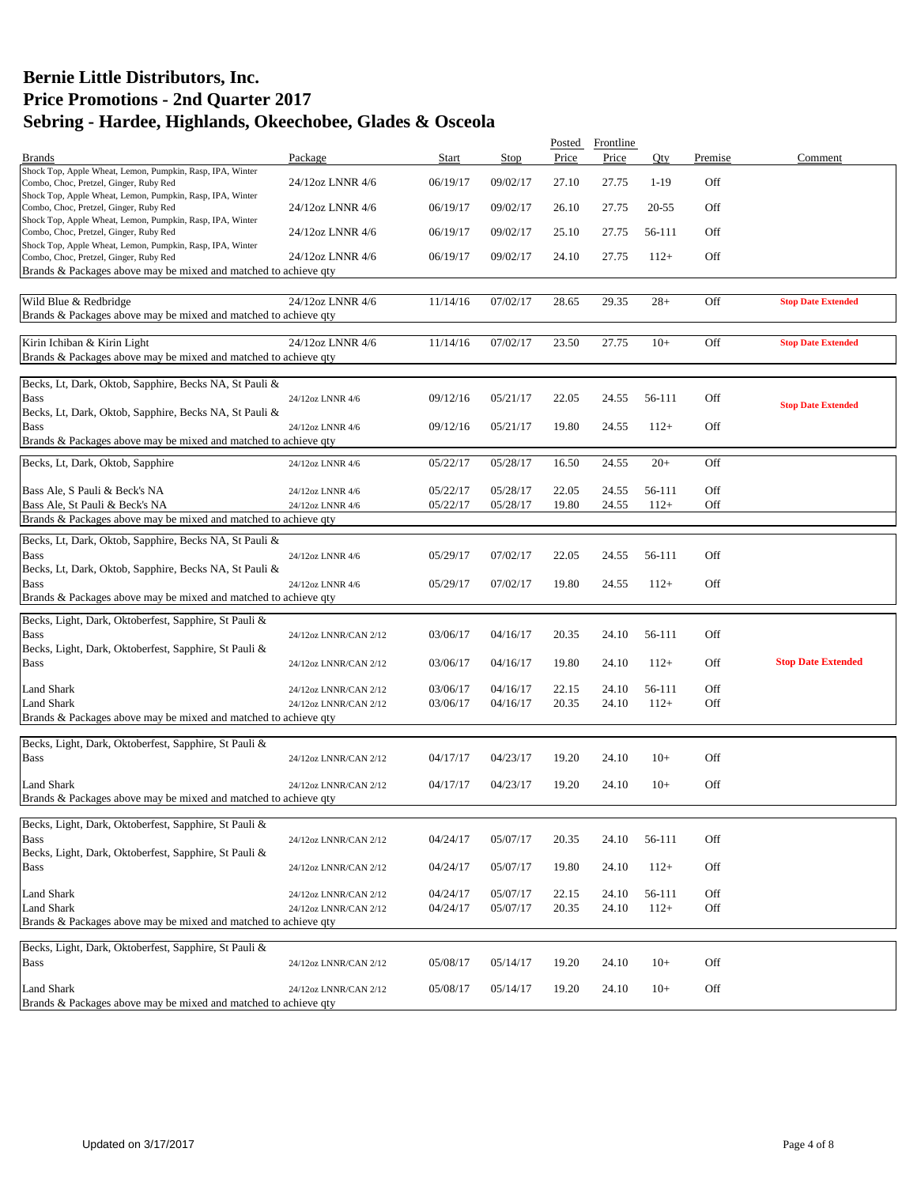# Bernie Little Distributors, Inc.
# Price Promotions - 2nd Quarter 2017
# Sebring - Hardee, Highlands, Okeechobee, Glades & Osceola

| Brands | Package | Start | Stop | Posted Price | Frontline Price | Qty | Premise | Comment |
|---|---|---|---|---|---|---|---|---|
| Shock Top, Apple Wheat, Lemon, Pumpkin, Rasp, IPA, Winter Combo, Choc, Pretzel, Ginger, Ruby Red | 24/12oz LNNR 4/6 | 06/19/17 | 09/02/17 | 27.10 | 27.75 | 1-19 | Off | |
| Shock Top, Apple Wheat, Lemon, Pumpkin, Rasp, IPA, Winter Combo, Choc, Pretzel, Ginger, Ruby Red | 24/12oz LNNR 4/6 | 06/19/17 | 09/02/17 | 26.10 | 27.75 | 20-55 | Off | |
| Shock Top, Apple Wheat, Lemon, Pumpkin, Rasp, IPA, Winter Combo, Choc, Pretzel, Ginger, Ruby Red | 24/12oz LNNR 4/6 | 06/19/17 | 09/02/17 | 25.10 | 27.75 | 56-111 | Off | |
| Shock Top, Apple Wheat, Lemon, Pumpkin, Rasp, IPA, Winter Combo, Choc, Pretzel, Ginger, Ruby Red | 24/12oz LNNR 4/6 | 06/19/17 | 09/02/17 | 24.10 | 27.75 | 112+ | Off | |
| Brands & Packages above may be mixed and matched to achieve qty | | | | | | | | |
| Wild Blue & Redbridge | 24/12oz LNNR 4/6 | 11/14/16 | 07/02/17 | 28.65 | 29.35 | 28+ | Off | **Stop Date Extended** |
| Brands & Packages above may be mixed and matched to achieve qty | | | | | | | | |
| Kirin Ichiban & Kirin Light | 24/12oz LNNR 4/6 | 11/14/16 | 07/02/17 | 23.50 | 27.75 | 10+ | Off | **Stop Date Extended** |
| Brands & Packages above may be mixed and matched to achieve qty | | | | | | | | |
| Becks, Lt, Dark, Oktob, Sapphire, Becks NA, St Pauli & Bass | 24/12oz LNNR 4/6 | 09/12/16 | 05/21/17 | 22.05 | 24.55 | 56-111 | Off | **Stop Date Extended** |
| Becks, Lt, Dark, Oktob, Sapphire, Becks NA, St Pauli & Bass | 24/12oz LNNR 4/6 | 09/12/16 | 05/21/17 | 19.80 | 24.55 | 112+ | Off | |
| Brands & Packages above may be mixed and matched to achieve qty | | | | | | | | |
| Becks, Lt, Dark, Oktob, Sapphire | 24/12oz LNNR 4/6 | 05/22/17 | 05/28/17 | 16.50 | 24.55 | 20+ | Off | |
| Bass Ale, S Pauli & Beck's NA | 24/12oz LNNR 4/6 | 05/22/17 | 05/28/17 | 22.05 | 24.55 | 56-111 | Off | |
| Bass Ale, St Pauli & Beck's NA | 24/12oz LNNR 4/6 | 05/22/17 | 05/28/17 | 19.80 | 24.55 | 112+ | Off | |
| Brands & Packages above may be mixed and matched to achieve qty | | | | | | | | |
| Becks, Lt, Dark, Oktob, Sapphire, Becks NA, St Pauli & Bass | 24/12oz LNNR 4/6 | 05/29/17 | 07/02/17 | 22.05 | 24.55 | 56-111 | Off | |
| Becks, Lt, Dark, Oktob, Sapphire, Becks NA, St Pauli & Bass | 24/12oz LNNR 4/6 | 05/29/17 | 07/02/17 | 19.80 | 24.55 | 112+ | Off | |
| Brands & Packages above may be mixed and matched to achieve qty | | | | | | | | |
| Becks, Light, Dark, Oktoberfest, Sapphire, St Pauli & Bass | 24/12oz LNNR/CAN 2/12 | 03/06/17 | 04/16/17 | 20.35 | 24.10 | 56-111 | Off | |
| Becks, Light, Dark, Oktoberfest, Sapphire, St Pauli & Bass | 24/12oz LNNR/CAN 2/12 | 03/06/17 | 04/16/17 | 19.80 | 24.10 | 112+ | Off | **Stop Date Extended** |
| Land Shark | 24/12oz LNNR/CAN 2/12 | 03/06/17 | 04/16/17 | 22.15 | 24.10 | 56-111 | Off | |
| Land Shark | 24/12oz LNNR/CAN 2/12 | 03/06/17 | 04/16/17 | 20.35 | 24.10 | 112+ | Off | |
| Brands & Packages above may be mixed and matched to achieve qty | | | | | | | | |
| Becks, Light, Dark, Oktoberfest, Sapphire, St Pauli & Bass | 24/12oz LNNR/CAN 2/12 | 04/17/17 | 04/23/17 | 19.20 | 24.10 | 10+ | Off | |
| Land Shark | 24/12oz LNNR/CAN 2/12 | 04/17/17 | 04/23/17 | 19.20 | 24.10 | 10+ | Off | |
| Brands & Packages above may be mixed and matched to achieve qty | | | | | | | | |
| Becks, Light, Dark, Oktoberfest, Sapphire, St Pauli & Bass | 24/12oz LNNR/CAN 2/12 | 04/24/17 | 05/07/17 | 20.35 | 24.10 | 56-111 | Off | |
| Becks, Light, Dark, Oktoberfest, Sapphire, St Pauli & Bass | 24/12oz LNNR/CAN 2/12 | 04/24/17 | 05/07/17 | 19.80 | 24.10 | 112+ | Off | |
| Land Shark | 24/12oz LNNR/CAN 2/12 | 04/24/17 | 05/07/17 | 22.15 | 24.10 | 56-111 | Off | |
| Land Shark | 24/12oz LNNR/CAN 2/12 | 04/24/17 | 05/07/17 | 20.35 | 24.10 | 112+ | Off | |
| Brands & Packages above may be mixed and matched to achieve qty | | | | | | | | |
| Becks, Light, Dark, Oktoberfest, Sapphire, St Pauli & Bass | 24/12oz LNNR/CAN 2/12 | 05/08/17 | 05/14/17 | 19.20 | 24.10 | 10+ | Off | |
| Land Shark | 24/12oz LNNR/CAN 2/12 | 05/08/17 | 05/14/17 | 19.20 | 24.10 | 10+ | Off | |
| Brands & Packages above may be mixed and matched to achieve qty | | | | | | | | |

Updated on 3/17/2017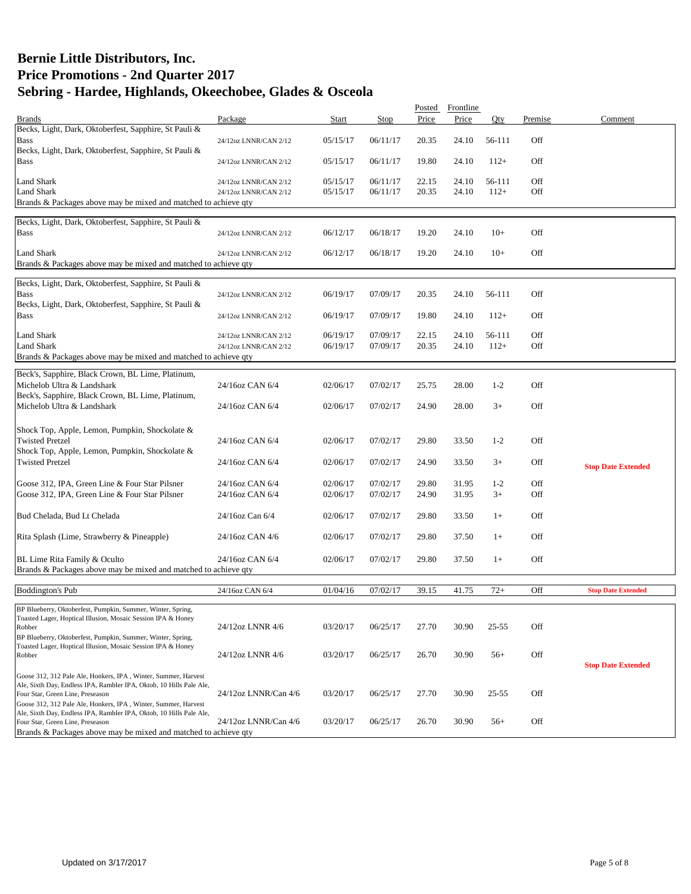# Bernie Little Distributors, Inc.
# Price Promotions - 2nd Quarter 2017
# Sebring - Hardee, Highlands, Okeechobee, Glades & Osceola

| Brands | Package | Start | Stop | Posted Price | Frontline Price | Qty | Premise | Comment |
|---|---|---|---|---|---|---|---|---|
| Becks, Light, Dark, Oktoberfest, Sapphire, St Pauli & Bass | 24/12oz LNNR/CAN 2/12 | 05/15/17 | 06/11/17 | 20.35 | 24.10 | 56-111 | Off | |
| Becks, Light, Dark, Oktoberfest, Sapphire, St Pauli & Bass | 24/12oz LNNR/CAN 2/12 | 05/15/17 | 06/11/17 | 19.80 | 24.10 | 112+ | Off | |
| Land Shark | 24/12oz LNNR/CAN 2/12 | 05/15/17 | 06/11/17 | 22.15 | 24.10 | 56-111 | Off | |
| Land Shark | 24/12oz LNNR/CAN 2/12 | 05/15/17 | 06/11/17 | 20.35 | 24.10 | 112+ | Off | |
| Brands & Packages above may be mixed and matched to achieve qty | | | | | | | | |
| Becks, Light, Dark, Oktoberfest, Sapphire, St Pauli & Bass | 24/12oz LNNR/CAN 2/12 | 06/12/17 | 06/18/17 | 19.20 | 24.10 | 10+ | Off | |
| Land Shark | 24/12oz LNNR/CAN 2/12 | 06/12/17 | 06/18/17 | 19.20 | 24.10 | 10+ | Off | |
| Brands & Packages above may be mixed and matched to achieve qty | | | | | | | | |
| Becks, Light, Dark, Oktoberfest, Sapphire, St Pauli & Bass | 24/12oz LNNR/CAN 2/12 | 06/19/17 | 07/09/17 | 20.35 | 24.10 | 56-111 | Off | |
| Becks, Light, Dark, Oktoberfest, Sapphire, St Pauli & Bass | 24/12oz LNNR/CAN 2/12 | 06/19/17 | 07/09/17 | 19.80 | 24.10 | 112+ | Off | |
| Land Shark | 24/12oz LNNR/CAN 2/12 | 06/19/17 | 07/09/17 | 22.15 | 24.10 | 56-111 | Off | |
| Land Shark | 24/12oz LNNR/CAN 2/12 | 06/19/17 | 07/09/17 | 20.35 | 24.10 | 112+ | Off | |
| Brands & Packages above may be mixed and matched to achieve qty | | | | | | | | |
| Beck's, Sapphire, Black Crown, BL Lime, Platinum, Michelob Ultra & Landshark | 24/16oz CAN 6/4 | 02/06/17 | 07/02/17 | 25.75 | 28.00 | 1-2 | Off | |
| Beck's, Sapphire, Black Crown, BL Lime, Platinum, Michelob Ultra & Landshark | 24/16oz CAN 6/4 | 02/06/17 | 07/02/17 | 24.90 | 28.00 | 3+ | Off | |
| Shock Top, Apple, Lemon, Pumpkin, Shockolate & Twisted Pretzel | 24/16oz CAN 6/4 | 02/06/17 | 07/02/17 | 29.80 | 33.50 | 1-2 | Off | |
| Shock Top, Apple, Lemon, Pumpkin, Shockolate & Twisted Pretzel | 24/16oz CAN 6/4 | 02/06/17 | 07/02/17 | 24.90 | 33.50 | 3+ | Off | **Stop Date Extended** |
| Goose 312, IPA, Green Line & Four Star Pilsner | 24/16oz CAN 6/4 | 02/06/17 | 07/02/17 | 29.80 | 31.95 | 1-2 | Off | |
| Goose 312, IPA, Green Line & Four Star Pilsner | 24/16oz CAN 6/4 | 02/06/17 | 07/02/17 | 24.90 | 31.95 | 3+ | Off | |
| Bud Chelada, Bud Lt Chelada | 24/16oz Can 6/4 | 02/06/17 | 07/02/17 | 29.80 | 33.50 | 1+ | Off | |
| Rita Splash (Lime, Strawberry & Pineapple) | 24/16oz CAN 4/6 | 02/06/17 | 07/02/17 | 29.80 | 37.50 | 1+ | Off | |
| BL Lime Rita Family & Oculto | 24/16oz CAN 6/4 | 02/06/17 | 07/02/17 | 29.80 | 37.50 | 1+ | Off | |
| Brands & Packages above may be mixed and matched to achieve qty | | | | | | | | |
| Boddington's Pub | 24/16oz CAN 6/4 | 01/04/16 | 07/02/17 | 39.15 | 41.75 | 72+ | Off | **Stop Date Extended** |
| BP Blueberry, Oktoberfest, Pumpkin, Summer, Winter, Spring, Toasted Lager, Hoptical Illusion, Mosaic Session IPA & Honey Robber | 24/12oz LNNR 4/6 | 03/20/17 | 06/25/17 | 27.70 | 30.90 | 25-55 | Off | |
| BP Blueberry, Oktoberfest, Pumpkin, Summer, Winter, Spring, Toasted Lager, Hoptical Illusion, Mosaic Session IPA & Honey Robber | 24/12oz LNNR 4/6 | 03/20/17 | 06/25/17 | 26.70 | 30.90 | 56+ | Off | **Stop Date Extended** |
| Goose 312, 312 Pale Ale, Honkers, IPA , Winter, Summer, Harvest Ale, Sixth Day, Endless IPA, Rambler IPA, Oktob, 10 Hills Pale Ale, Four Star, Green Line, Preseason | 24/12oz LNNR/Can 4/6 | 03/20/17 | 06/25/17 | 27.70 | 30.90 | 25-55 | Off | |
| Goose 312, 312 Pale Ale, Honkers, IPA , Winter, Summer, Harvest Ale, Sixth Day, Endless IPA, Rambler IPA, Oktob, 10 Hills Pale Ale, Four Star, Green Line, Preseason | 24/12oz LNNR/Can 4/6 | 03/20/17 | 06/25/17 | 26.70 | 30.90 | 56+ | Off | |
| Brands & Packages above may be mixed and matched to achieve qty | | | | | | | | |

Updated on 3/17/2017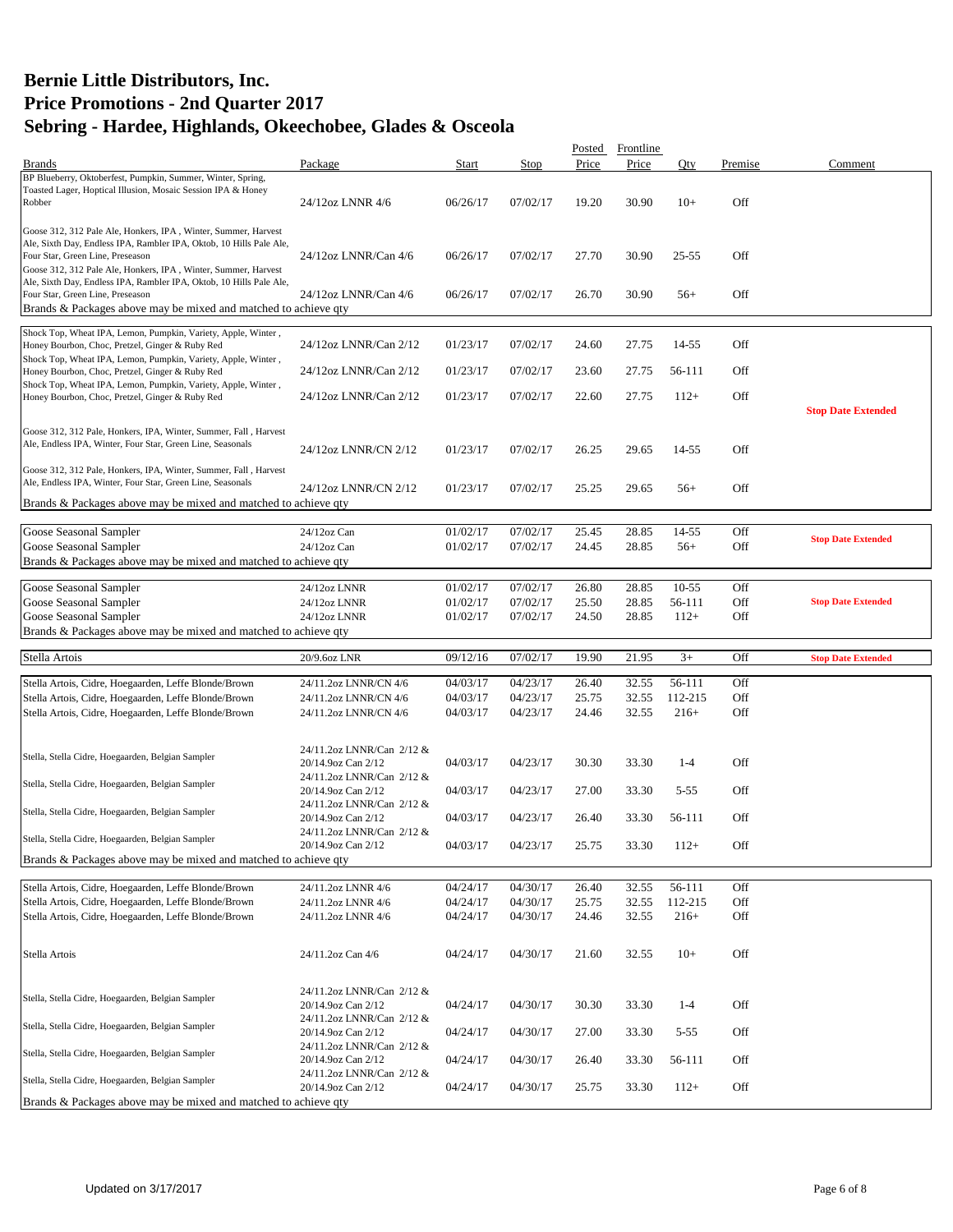# Bernie Little Distributors, Inc.
# Price Promotions - 2nd Quarter 2017
# Sebring - Hardee, Highlands, Okeechobee, Glades & Osceola

| Brands | Package | Start | Stop | Posted Price | Frontline Price | Qty | Premise | Comment |
|---|---|---|---|---|---|---|---|---|
| BP Blueberry, Oktoberfest, Pumpkin, Summer, Winter, Spring, Toasted Lager, Hoptical Illusion, Mosaic Session IPA & Honey Robber | 24/12oz LNNR 4/6 | 06/26/17 | 07/02/17 | 19.20 | 30.90 | 10+ | Off | |
| Goose 312, 312 Pale Ale, Honkers, IPA , Winter, Summer, Harvest Ale, Sixth Day, Endless IPA, Rambler IPA, Oktob, 10 Hills Pale Ale, Four Star, Green Line, Preseason | 24/12oz LNNR/Can 4/6 | 06/26/17 | 07/02/17 | 27.70 | 30.90 | 25-55 | Off | |
| Goose 312, 312 Pale Ale, Honkers, IPA , Winter, Summer, Harvest Ale, Sixth Day, Endless IPA, Rambler IPA, Oktob, 10 Hills Pale Ale, Four Star, Green Line, Preseason | 24/12oz LNNR/Can 4/6 | 06/26/17 | 07/02/17 | 26.70 | 30.90 | 56+ | Off | |
| Brands & Packages above may be mixed and matched to achieve qty | | | | | | | | |
| Shock Top, Wheat IPA, Lemon, Pumpkin, Variety, Apple, Winter , Honey Bourbon, Choc, Pretzel, Ginger & Ruby Red | 24/12oz LNNR/Can 2/12 | 01/23/17 | 07/02/17 | 24.60 | 27.75 | 14-55 | Off | |
| Shock Top, Wheat IPA, Lemon, Pumpkin, Variety, Apple, Winter , Honey Bourbon, Choc, Pretzel, Ginger & Ruby Red | 24/12oz LNNR/Can 2/12 | 01/23/17 | 07/02/17 | 23.60 | 27.75 | 56-111 | Off | |
| Shock Top, Wheat IPA, Lemon, Pumpkin, Variety, Apple, Winter , Honey Bourbon, Choc, Pretzel, Ginger & Ruby Red | 24/12oz LNNR/Can 2/12 | 01/23/17 | 07/02/17 | 22.60 | 27.75 | 112+ | Off | **Stop Date Extended** |
| Goose 312, 312 Pale, Honkers, IPA, Winter, Summer, Fall , Harvest Ale, Endless IPA, Winter, Four Star, Green Line, Seasonals | 24/12oz LNNR/CN 2/12 | 01/23/17 | 07/02/17 | 26.25 | 29.65 | 14-55 | Off | |
| Goose 312, 312 Pale, Honkers, IPA, Winter, Summer, Fall , Harvest Ale, Endless IPA, Winter, Four Star, Green Line, Seasonals | 24/12oz LNNR/CN 2/12 | 01/23/17 | 07/02/17 | 25.25 | 29.65 | 56+ | Off | |
| Brands & Packages above may be mixed and matched to achieve qty | | | | | | | | |
| Goose Seasonal Sampler | 24/12oz Can | 01/02/17 | 07/02/17 | 25.45 | 28.85 | 14-55 | Off | **Stop Date Extended** |
| Goose Seasonal Sampler | 24/12oz Can | 01/02/17 | 07/02/17 | 24.45 | 28.85 | 56+ | Off | |
| Brands & Packages above may be mixed and matched to achieve qty | | | | | | | | |
| Goose Seasonal Sampler | 24/12oz LNNR | 01/02/17 | 07/02/17 | 26.80 | 28.85 | 10-55 | Off | |
| Goose Seasonal Sampler | 24/12oz LNNR | 01/02/17 | 07/02/17 | 25.50 | 28.85 | 56-111 | Off | **Stop Date Extended** |
| Goose Seasonal Sampler | 24/12oz LNNR | 01/02/17 | 07/02/17 | 24.50 | 28.85 | 112+ | Off | |
| Brands & Packages above may be mixed and matched to achieve qty | | | | | | | | |
| Stella Artois | 20/9.6oz LNR | 09/12/16 | 07/02/17 | 19.90 | 21.95 | 3+ | Off | **Stop Date Extended** |
| Stella Artois, Cidre, Hoegaarden, Leffe Blonde/Brown | 24/11.2oz LNNR/CN 4/6 | 04/03/17 | 04/23/17 | 26.40 | 32.55 | 56-111 | Off | |
| Stella Artois, Cidre, Hoegaarden, Leffe Blonde/Brown | 24/11.2oz LNNR/CN 4/6 | 04/03/17 | 04/23/17 | 25.75 | 32.55 | 112-215 | Off | |
| Stella Artois, Cidre, Hoegaarden, Leffe Blonde/Brown | 24/11.2oz LNNR/CN 4/6 | 04/03/17 | 04/23/17 | 24.46 | 32.55 | 216+ | Off | |
| Stella, Stella Cidre, Hoegaarden, Belgian Sampler | 24/11.2oz LNNR/Can 2/12 & 20/14.9oz Can 2/12 | 04/03/17 | 04/23/17 | 30.30 | 33.30 | 1-4 | Off | |
| Stella, Stella Cidre, Hoegaarden, Belgian Sampler | 24/11.2oz LNNR/Can 2/12 & 20/14.9oz Can 2/12 | 04/03/17 | 04/23/17 | 27.00 | 33.30 | 5-55 | Off | |
| Stella, Stella Cidre, Hoegaarden, Belgian Sampler | 24/11.2oz LNNR/Can 2/12 & 20/14.9oz Can 2/12 | 04/03/17 | 04/23/17 | 26.40 | 33.30 | 56-111 | Off | |
| Stella, Stella Cidre, Hoegaarden, Belgian Sampler | 24/11.2oz LNNR/Can 2/12 & 20/14.9oz Can 2/12 | 04/03/17 | 04/23/17 | 25.75 | 33.30 | 112+ | Off | |
| Brands & Packages above may be mixed and matched to achieve qty | | | | | | | | |
| Stella Artois, Cidre, Hoegaarden, Leffe Blonde/Brown | 24/11.2oz LNNR 4/6 | 04/24/17 | 04/30/17 | 26.40 | 32.55 | 56-111 | Off | |
| Stella Artois, Cidre, Hoegaarden, Leffe Blonde/Brown | 24/11.2oz LNNR 4/6 | 04/24/17 | 04/30/17 | 25.75 | 32.55 | 112-215 | Off | |
| Stella Artois, Cidre, Hoegaarden, Leffe Blonde/Brown | 24/11.2oz LNNR 4/6 | 04/24/17 | 04/30/17 | 24.46 | 32.55 | 216+ | Off | |
| Stella Artois | 24/11.2oz Can 4/6 | 04/24/17 | 04/30/17 | 21.60 | 32.55 | 10+ | Off | |
| Stella, Stella Cidre, Hoegaarden, Belgian Sampler | 24/11.2oz LNNR/Can 2/12 & 20/14.9oz Can 2/12 | 04/24/17 | 04/30/17 | 30.30 | 33.30 | 1-4 | Off | |
| Stella, Stella Cidre, Hoegaarden, Belgian Sampler | 24/11.2oz LNNR/Can 2/12 & 20/14.9oz Can 2/12 | 04/24/17 | 04/30/17 | 27.00 | 33.30 | 5-55 | Off | |
| Stella, Stella Cidre, Hoegaarden, Belgian Sampler | 24/11.2oz LNNR/Can 2/12 & 20/14.9oz Can 2/12 | 04/24/17 | 04/30/17 | 26.40 | 33.30 | 56-111 | Off | |
| Stella, Stella Cidre, Hoegaarden, Belgian Sampler | 24/11.2oz LNNR/Can 2/12 & 20/14.9oz Can 2/12 | 04/24/17 | 04/30/17 | 25.75 | 33.30 | 112+ | Off | |
| Brands & Packages above may be mixed and matched to achieve qty | | | | | | | | |

Updated on 3/17/2017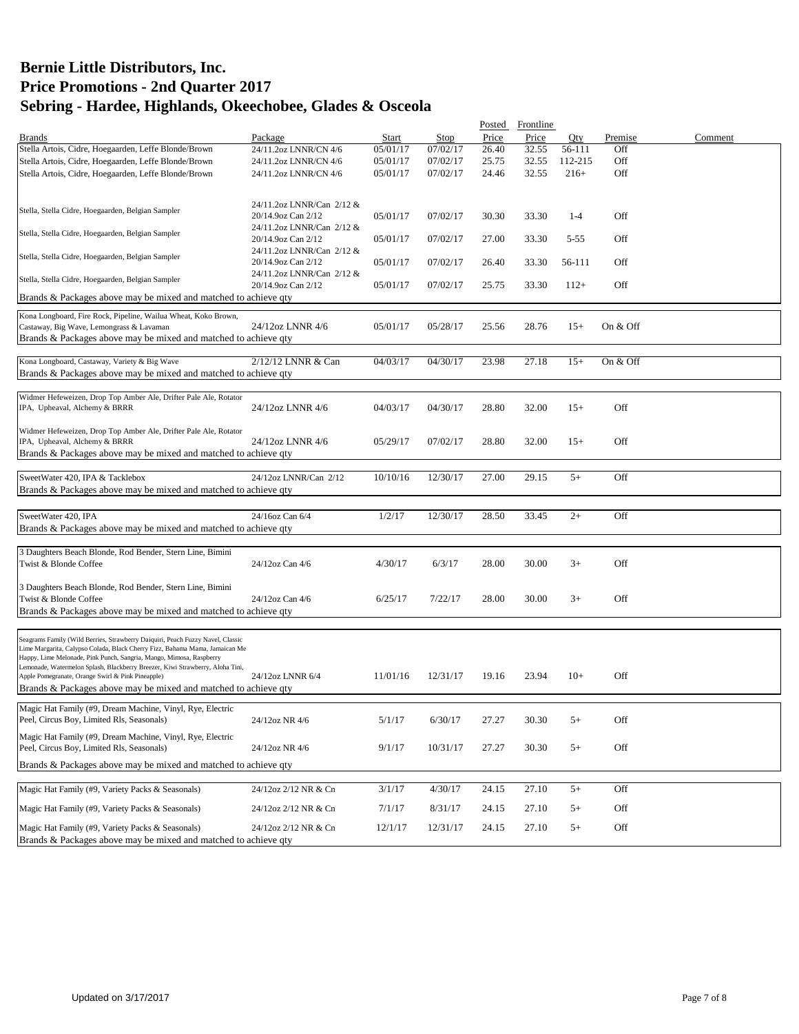# Bernie Little Distributors, Inc.
# Price Promotions - 2nd Quarter 2017
# Sebring - Hardee, Highlands, Okeechobee, Glades & Osceola

| Brands | Package | Start | Stop | Posted Price | Frontline Price | Qty | Premise | Comment |
|---|---|---|---|---|---|---|---|---|
| Stella Artois, Cidre, Hoegaarden, Leffe Blonde/Brown | 24/11.2oz LNNR/CN 4/6 | 05/01/17 | 07/02/17 | 26.40 | 32.55 | 56-111 | Off | |
| Stella Artois, Cidre, Hoegaarden, Leffe Blonde/Brown | 24/11.2oz LNNR/CN 4/6 | 05/01/17 | 07/02/17 | 25.75 | 32.55 | 112-215 | Off | |
| Stella Artois, Cidre, Hoegaarden, Leffe Blonde/Brown | 24/11.2oz LNNR/CN 4/6 | 05/01/17 | 07/02/17 | 24.46 | 32.55 | 216+ | Off | |
| Stella, Stella Cidre, Hoegaarden, Belgian Sampler | 24/11.2oz LNNR/Can 2/12 & 20/14.9oz Can 2/12 | 05/01/17 | 07/02/17 | 30.30 | 33.30 | 1-4 | Off | |
| Stella, Stella Cidre, Hoegaarden, Belgian Sampler | 24/11.2oz LNNR/Can 2/12 & 20/14.9oz Can 2/12 | 05/01/17 | 07/02/17 | 27.00 | 33.30 | 5-55 | Off | |
| Stella, Stella Cidre, Hoegaarden, Belgian Sampler | 24/11.2oz LNNR/Can 2/12 & 20/14.9oz Can 2/12 | 05/01/17 | 07/02/17 | 26.40 | 33.30 | 56-111 | Off | |
| Stella, Stella Cidre, Hoegaarden, Belgian Sampler | 24/11.2oz LNNR/Can 2/12 & 20/14.9oz Can 2/12 | 05/01/17 | 07/02/17 | 25.75 | 33.30 | 112+ | Off | |
| Brands & Packages above may be mixed and matched to achieve qty | | | | | | | | |
| Kona Longboard, Fire Rock, Pipeline, Wailua Wheat, Koko Brown, Castaway, Big Wave, Lemongrass & Lavaman | 24/12oz LNNR 4/6 | 05/01/17 | 05/28/17 | 25.56 | 28.76 | 15+ | On & Off | |
| Brands & Packages above may be mixed and matched to achieve qty | | | | | | | | |
| Kona Longboard, Castaway, Variety & Big Wave | 2/12/12 LNNR & Can | 04/03/17 | 04/30/17 | 23.98 | 27.18 | 15+ | On & Off | |
| Brands & Packages above may be mixed and matched to achieve qty | | | | | | | | |
| Widmer Hefeweizen, Drop Top Amber Ale, Drifter Pale Ale, Rotator IPA, Upheaval, Alchemy & BRRR | 24/12oz LNNR 4/6 | 04/03/17 | 04/30/17 | 28.80 | 32.00 | 15+ | Off | |
| Widmer Hefeweizen, Drop Top Amber Ale, Drifter Pale Ale, Rotator IPA, Upheaval, Alchemy & BRRR | 24/12oz LNNR 4/6 | 05/29/17 | 07/02/17 | 28.80 | 32.00 | 15+ | Off | |
| Brands & Packages above may be mixed and matched to achieve qty | | | | | | | | |
| SweetWater 420, IPA & Tacklebox | 24/12oz LNNR/Can 2/12 | 10/10/16 | 12/30/17 | 27.00 | 29.15 | 5+ | Off | |
| Brands & Packages above may be mixed and matched to achieve qty | | | | | | | | |
| SweetWater 420, IPA | 24/16oz Can 6/4 | 1/2/17 | 12/30/17 | 28.50 | 33.45 | 2+ | Off | |
| Brands & Packages above may be mixed and matched to achieve qty | | | | | | | | |
| 3 Daughters Beach Blonde, Rod Bender, Stern Line, Bimini Twist & Blonde Coffee | 24/12oz Can 4/6 | 4/30/17 | 6/3/17 | 28.00 | 30.00 | 3+ | Off | |
| 3 Daughters Beach Blonde, Rod Bender, Stern Line, Bimini Twist & Blonde Coffee | 24/12oz Can 4/6 | 6/25/17 | 7/22/17 | 28.00 | 30.00 | 3+ | Off | |
| Brands & Packages above may be mixed and matched to achieve qty | | | | | | | | |
| Seagrams Family (Wild Berries, Strawberry Daiquiri, Peach Fuzzy Navel, Classic Lime Margarita, Calypso Colada, Black Cherry Fizz, Bahama Mama, Jamaican Me Happy, Lime Melonade, Pink Punch, Sangria, Mango, Mimosa, Raspberry Lemonade, Watermelon Splash, Blackberry Breezer, Kiwi Strawberry, Aloha Tini, Apple Pomegranate, Orange Swirl & Pink Pineapple) | 24/12oz LNNR 6/4 | 11/01/16 | 12/31/17 | 19.16 | 23.94 | 10+ | Off | |
| Brands & Packages above may be mixed and matched to achieve qty | | | | | | | | |
| Magic Hat Family (#9, Dream Machine, Vinyl, Rye, Electric Peel, Circus Boy, Limited Rls, Seasonals) | 24/12oz NR 4/6 | 5/1/17 | 6/30/17 | 27.27 | 30.30 | 5+ | Off | |
| Magic Hat Family (#9, Dream Machine, Vinyl, Rye, Electric Peel, Circus Boy, Limited Rls, Seasonals) | 24/12oz NR 4/6 | 9/1/17 | 10/31/17 | 27.27 | 30.30 | 5+ | Off | |
| Brands & Packages above may be mixed and matched to achieve qty | | | | | | | | |
| Magic Hat Family (#9, Variety Packs & Seasonals) | 24/12oz 2/12 NR & Cn | 3/1/17 | 4/30/17 | 24.15 | 27.10 | 5+ | Off | |
| Magic Hat Family (#9, Variety Packs & Seasonals) | 24/12oz 2/12 NR & Cn | 7/1/17 | 8/31/17 | 24.15 | 27.10 | 5+ | Off | |
| Magic Hat Family (#9, Variety Packs & Seasonals) | 24/12oz 2/12 NR & Cn | 12/1/17 | 12/31/17 | 24.15 | 27.10 | 5+ | Off | |
| Brands & Packages above may be mixed and matched to achieve qty | | | | | | | | |

Updated on 3/17/2017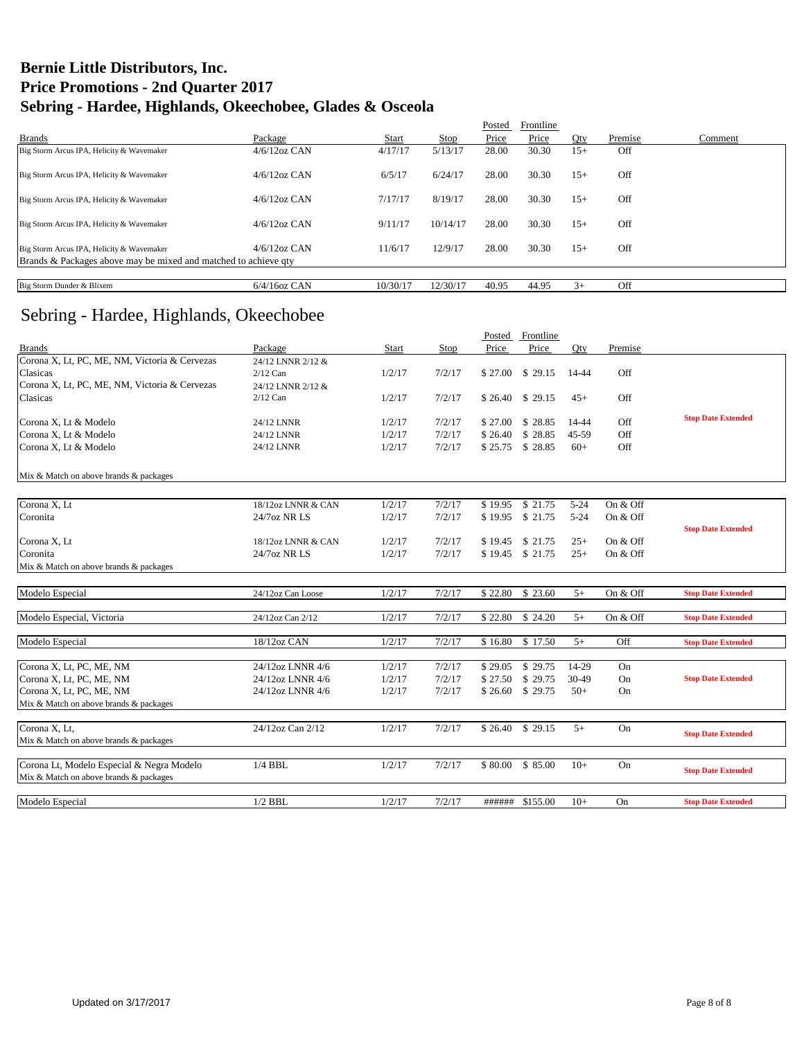# Bernie Little Distributors, Inc.
# Price Promotions - 2nd Quarter 2017
# Sebring - Hardee, Highlands, Okeechobee, Glades & Osceola

| Brands | Package | Start | Stop | Posted Price | Frontline Price | Qty | Premise | Comment |
|---|---|---|---|---|---|---|---|---|
| Big Storm Arcus IPA, Helicity & Wavemaker | 4/6/12oz CAN | 4/17/17 | 5/13/17 | 28.00 | 30.30 | 15+ | Off | |
| Big Storm Arcus IPA, Helicity & Wavemaker | 4/6/12oz CAN | 6/5/17 | 6/24/17 | 28.00 | 30.30 | 15+ | Off | |
| Big Storm Arcus IPA, Helicity & Wavemaker | 4/6/12oz CAN | 7/17/17 | 8/19/17 | 28.00 | 30.30 | 15+ | Off | |
| Big Storm Arcus IPA, Helicity & Wavemaker | 4/6/12oz CAN | 9/11/17 | 10/14/17 | 28.00 | 30.30 | 15+ | Off | |
| Big Storm Arcus IPA, Helicity & Wavemaker | 4/6/12oz CAN | 11/6/17 | 12/9/17 | 28.00 | 30.30 | 15+ | Off | |
| Brands & Packages above may be mixed and matched to achieve qty | | | | | | | | |
| Big Storm Dunder & Blixem | 6/4/16oz CAN | 10/30/17 | 12/30/17 | 40.95 | 44.95 | 3+ | Off | |

## Sebring - Hardee, Highlands, Okeechobee

| Brands | Package | Start | Stop | Posted Price | Frontline Price | Qty | Premise | |
|---|---|---|---|---|---|---|---|---|
| Corona X, Lt, PC, ME, NM, Victoria & Cervezas Clasicas | 24/12 LNNR 2/12 & 2/12 Can | 1/2/17 | 7/2/17 | $ 27.00 | $ 29.15 | 14-44 | Off | |
| Corona X, Lt, PC, ME, NM, Victoria & Cervezas Clasicas | 24/12 LNNR 2/12 & 2/12 Can | 1/2/17 | 7/2/17 | $ 26.40 | $ 29.15 | 45+ | Off | |
| Corona X, Lt & Modelo | 24/12 LNNR | 1/2/17 | 7/2/17 | $ 27.00 | $ 28.85 | 14-44 | Off | **Stop Date Extended** |
| Corona X, Lt & Modelo | 24/12 LNNR | 1/2/17 | 7/2/17 | $ 26.40 | $ 28.85 | 45-59 | Off | |
| Corona X, Lt & Modelo | 24/12 LNNR | 1/2/17 | 7/2/17 | $ 25.75 | $ 28.85 | 60+ | Off | |
| Mix & Match on above brands & packages | | | | | | | | |
| Corona X, Lt | 18/12oz LNNR & CAN | 1/2/17 | 7/2/17 | $ 19.95 | $ 21.75 | 5-24 | On & Off | |
| Coronita | 24/7oz NR LS | 1/2/17 | 7/2/17 | $ 19.95 | $ 21.75 | 5-24 | On & Off | **Stop Date Extended** |
| Corona X, Lt | 18/12oz LNNR & CAN | 1/2/17 | 7/2/17 | $ 19.45 | $ 21.75 | 25+ | On & Off | |
| Coronita | 24/7oz NR LS | 1/2/17 | 7/2/17 | $ 19.45 | $ 21.75 | 25+ | On & Off | |
| Mix & Match on above brands & packages | | | | | | | | |
| Modelo Especial | 24/12oz Can Loose | 1/2/17 | 7/2/17 | $ 22.80 | $ 23.60 | 5+ | On & Off | **Stop Date Extended** |
| Modelo Especial, Victoria | 24/12oz Can 2/12 | 1/2/17 | 7/2/17 | $ 22.80 | $ 24.20 | 5+ | On & Off | **Stop Date Extended** |
| Modelo Especial | 18/12oz CAN | 1/2/17 | 7/2/17 | $ 16.80 | $ 17.50 | 5+ | Off | **Stop Date Extended** |
| Corona X, Lt, PC, ME, NM | 24/12oz LNNR 4/6 | 1/2/17 | 7/2/17 | $ 29.05 | $ 29.75 | 14-29 | On | |
| Corona X, Lt, PC, ME, NM | 24/12oz LNNR 4/6 | 1/2/17 | 7/2/17 | $ 27.50 | $ 29.75 | 30-49 | On | **Stop Date Extended** |
| Corona X, Lt, PC, ME, NM | 24/12oz LNNR 4/6 | 1/2/17 | 7/2/17 | $ 26.60 | $ 29.75 | 50+ | On | |
| Mix & Match on above brands & packages | | | | | | | | |
| Corona X, Lt, | 24/12oz Can 2/12 | 1/2/17 | 7/2/17 | $ 26.40 | $ 29.15 | 5+ | On | **Stop Date Extended** |
| Mix & Match on above brands & packages | | | | | | | | |
| Corona Lt, Modelo Especial & Negra Modelo | 1/4 BBL | 1/2/17 | 7/2/17 | $ 80.00 | $ 85.00 | 10+ | On | **Stop Date Extended** |
| Mix & Match on above brands & packages | | | | | | | | |
| Modelo Especial | 1/2 BBL | 1/2/17 | 7/2/17 | ###### | $155.00 | 10+ | On | **Stop Date Extended** |

Updated on 3/17/2017